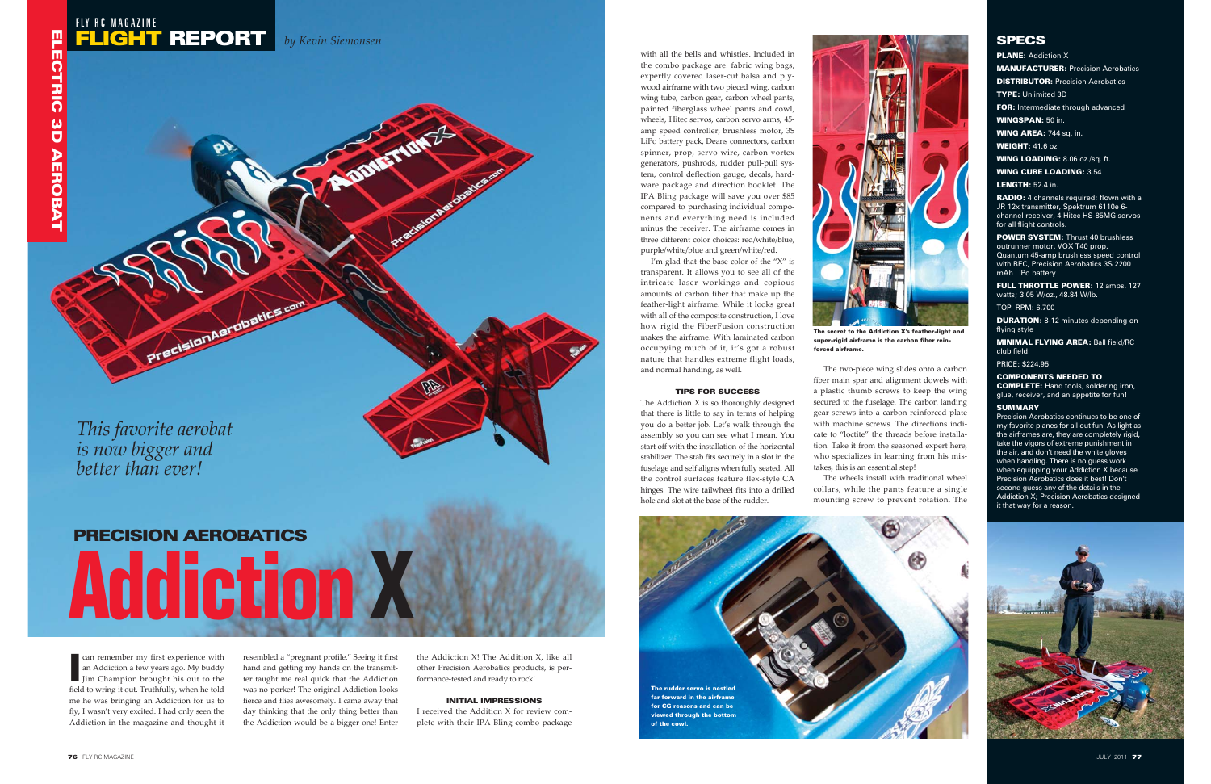FLY RC MAGAZINE

# FLIGHT REPORT

*by Kevin Siemonsen*

ELECTRIC 3D AEROBAT

*This favorite aerobat is now bigger and better than ever!*

## PRECISION AEROBATICS

# Addiction X

I can remember my first experience with an Addiction a few years ago. My buddy Jim Champion brought his out to the field to wring it out. Truthfully, when he told me he was bringing an Addiction for us to fly, I wasn't very excited. I had only seen the Addiction in the magazine and thought it resembled a "pregnant profile." Seeing it first hand and getting my hands on the transmitter taught me real quick that the Addiction was no porker! The original Addiction looks fierce and flies awesomely. I came away that day thinking that the only thing better than the Addiction would be a bigger one! Enter the Addiction X! The Addiction X, like all other Precision Aerobatics products, is performance-tested and ready to rock!

### INITIAL IMPRESSIONS

I received the Addiction X for review complete with their IPA Bling combo package with all the bells and whistles. Included in the combo package are: fabric wing bags, expertly covered laser-cut balsa and plywood airframe with two pieced wing, carbon wing tube, carbon gear, carbon wheel pants, painted fiberglass wheel pants and cowl, wheels, Hitec servos, carbon servo arms, 45-amp speed controller, brushless motor, 3S LiPo battery pack, Deans connectors, carbon spinner, prop, servo wire, carbon vortex generators, pushrods, rudder pull-pull system, control deflection gauge, decals, hardware package and direction booklet. The IPA Bling package will save you over $85 compared to purchasing individual components and everything need is included minus the receiver. The airframe comes in three different color choices: red/white/blue, purple/white/blue and green/white/red.

I'm glad that the base color of the "X" is transparent. It allows you to see all of the intricate laser workings and copious amounts of carbon fiber that make up the feather-light airframe. While it looks great with all of the composite construction, I love how rigid the FiberFusion construction makes the airframe. With laminated carbon occupying much of it, it's got a robust nature that handles extreme flight loads, and normal handing, as well.

### TIPS FOR SUCCESS

The Addiction X is so thoroughly designed that there is little to say in terms of helping you do a better job. Let's walk through the assembly so you can see what I mean. You start off with the installation of the horizontal stabilizer. The stab fits securely in a slot in the fuselage and self aligns when fully seated. All the control surfaces feature flex-style CA hinges. The wire tailwheel fits into a drilled hole and slot at the base of the rudder.

**The secret to the Addiction X's feather-light and super-rigid airframe is the carbon fiber reinforced airframe.**

The two-piece wing slides onto a carbon fiber main spar and alignment dowels with a plastic thumb screws to keep the wing secured to the fuselage. The carbon landing gear screws into a carbon reinforced plate with machine screws. The directions indicate to "loctite" the threads before installation. Take it from the seasoned expert here, who specializes in learning from his mistakes, this is an essential step!

The wheels install with traditional wheel collars, while the pants feature a single mounting screw to prevent rotation. The

**The rudder servo is nestled far forward in the airframe for CG reasons and can be viewed through the bottom of the cowl.**

## SPECS

**PLANE:** Addiction X

**MANUFACTURER:** Precision Aerobatics

**DISTRIBUTOR:** Precision Aerobatics

**TYPE:** Unlimited 3D

**FOR:** Intermediate through advanced

**WINGSPAN:** 50 in.

**WING AREA:** 744 sq. in.

**WEIGHT:** 41.6 oz.

**WING LOADING:** 8.06 oz./sq. ft.

**WING CUBE LOADING:** 3.54

**LENGTH:** 52.4 in.

**RADIO:** 4 channels required; flown with a JR 12x transmitter, Spektrum 6110e 6-channel receiver, 4 Hitec HS-85MG servos for all flight controls.

**POWER SYSTEM:** Thrust 40 brushless outrunner motor, VOX T40 prop, Quantum 45-amp brushless speed control with BEC, Precision Aerobatics 3S 2200 mAh LiPo battery

**FULL THROTTLE POWER:** 12 amps, 127 watts; 3.05 W/oz., 48.84 W/lb.

TOP RPM: 6,700

**DURATION:** 8-12 minutes depending on flying style

**MINIMAL FLYING AREA:** Ball field/RC club field

PRICE: $224.95

**COMPONENTS NEEDED TO COMPLETE:** Hand tools, soldering iron, glue, receiver, and an appetite for fun!

**SUMMARY**

Precision Aerobatics continues to be one of my favorite planes for all out fun. As light as the airframes are, they are completely rigid, take the vigors of extreme punishment in the air, and don't need the white gloves when handling. There is no guess work when equipping your Addiction X because Precision Aerobatics does it best! Don't second guess any of the details in the Addiction X; Precision Aerobatics designed it that way for a reason.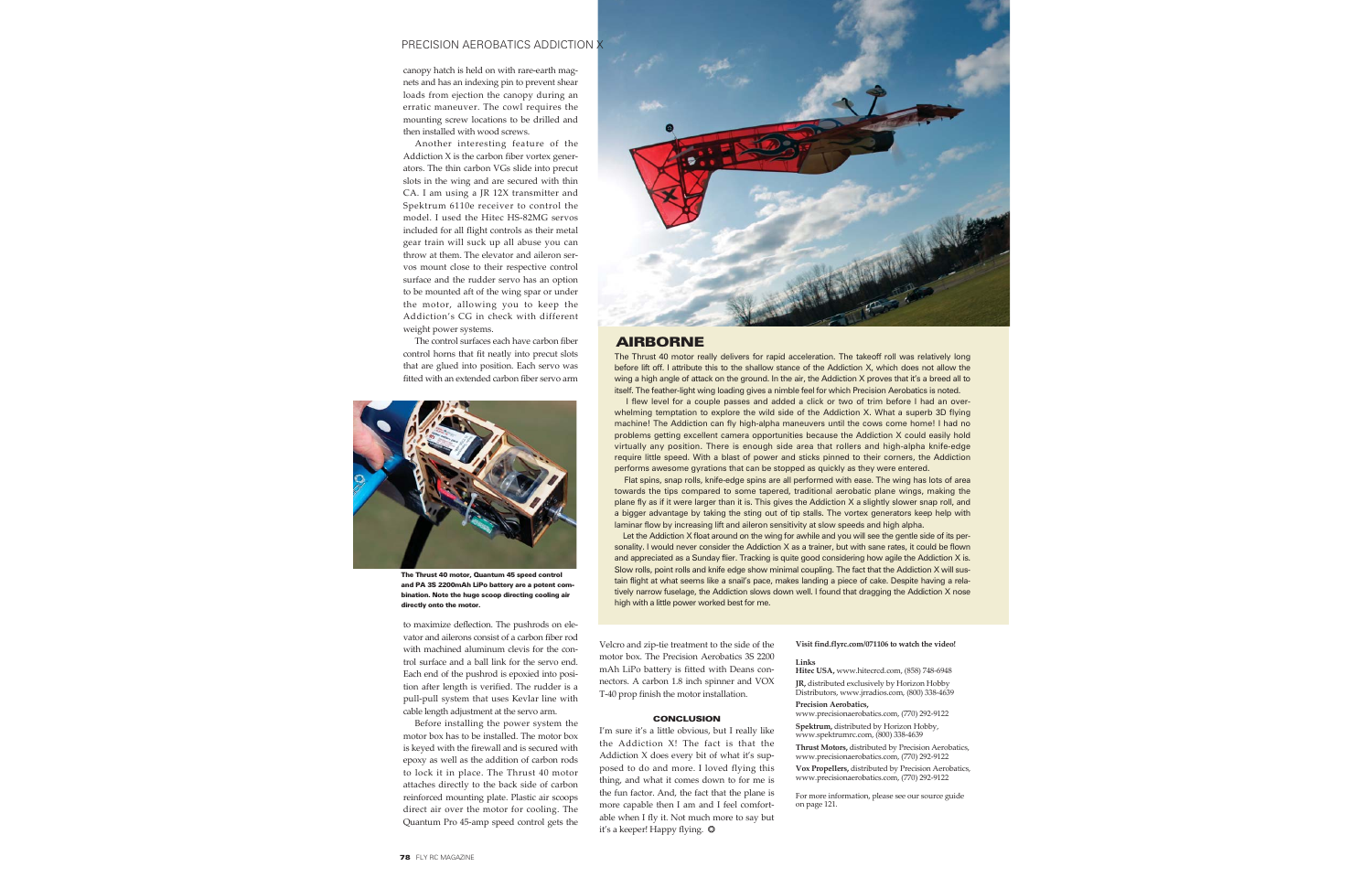canopy hatch is held on with rare-earth magnets and has an indexing pin to prevent shear loads from ejection the canopy during an erratic maneuver. The cowl requires the mounting screw locations to be drilled and then installed with wood screws.

Another interesting feature of the Addiction X is the carbon fiber vortex generators. The thin carbon VGs slide into precut slots in the wing and are secured with thin CA. I am using a JR 12X transmitter and Spektrum 6110e receiver to control the model. I used the Hitec HS-82MG servos included for all flight controls as their metal gear train will suck up all abuse you can throw at them. The elevator and aileron servos mount close to their respective control surface and the rudder servo has an option to be mounted aft of the wing spar or under the motor, allowing you to keep the Addiction's CG in check with different weight power systems.

The control surfaces each have carbon fiber control horns that fit neatly into precut slots that are glued into position. Each servo was fitted with an extended carbon fiber servo arm to maximize deflection. The pushrods on elevator and ailerons consist of a carbon fiber rod with machined aluminum clevis for the control surface and a ball link for the servo end. Each end of the pushrod is epoxied into position after length is verified. The rudder is a pull-pull system that uses Kevlar line with cable length adjustment at the servo arm.

**The Thrust 40 motor, Quantum 45 speed control and PA 3S 2200mAh LiPo battery are a potent combination. Note the huge scoop directing cooling air directly onto the motor.**

Before installing the power system the motor box has to be installed. The motor box is keyed with the firewall and is secured with epoxy as well as the addition of carbon rods to lock it in place. The Thrust 40 motor attaches directly to the back side of carbon reinforced mounting plate. Plastic air scoops direct air over the motor for cooling. The Quantum Pro 45-amp speed control gets the Velcro and zip-tie treatment to the side of the motor box. The Precision Aerobatics 3S 2200 mAh LiPo battery is fitted with Deans connectors. A carbon 1.8 inch spinner and VOX T-40 prop finish the motor installation.

## AIRBORNE

The Thrust 40 motor really delivers for rapid acceleration. The takeoff roll was relatively long before lift off. I attribute this to the shallow stance of the Addiction X, which does not allow the wing a high angle of attack on the ground. In the air, the Addiction X proves that it's a breed all to itself. The feather-light wing loading gives a nimble feel for which Precision Aerobatics is noted.

I flew level for a couple passes and added a click or two of trim before I had an overwhelming temptation to explore the wild side of the Addiction X. What a superb 3D flying machine! The Addiction can fly high-alpha maneuvers until the cows come home! I had no problems getting excellent camera opportunities because the Addiction X could easily hold virtually any position. There is enough side area that rollers and high-alpha knife-edge require little speed. With a blast of power and sticks pinned to their corners, the Addiction performs awesome gyrations that can be stopped as quickly as they were entered.

Flat spins, snap rolls, knife-edge spins are all performed with ease. The wing has lots of area towards the tips compared to some tapered, traditional aerobatic plane wings, making the plane fly as if it were larger than it is. This gives the Addiction X a slightly slower snap roll, and a bigger advantage by taking the sting out of tip stalls. The vortex generators keep help with laminar flow by increasing lift and aileron sensitivity at slow speeds and high alpha.

Let the Addiction X float around on the wing for awhile and you will see the gentle side of its personality. I would never consider the Addiction X as a trainer, but with sane rates, it could be flown and appreciated as a Sunday flier. Tracking is quite good considering how agile the Addiction X is. Slow rolls, point rolls and knife edge show minimal coupling. The fact that the Addiction X will sustain flight at what seems like a snail's pace, makes landing a piece of cake. Despite having a relatively narrow fuselage, the Addiction slows down well. I found that dragging the Addiction X nose high with a little power worked best for me.

### CONCLUSION

I'm sure it's a little obvious, but I really like the Addiction X! The fact is that the Addiction X does every bit of what it's supposed to do and more. I loved flying this thing, and what it comes down to for me is the fun factor. And, the fact that the plane is more capable then I am and I feel comfortable when I fly it. Not much more to say but it's a keeper! Happy flying.

**Visit find.flyrc.com/071106 to watch the video!**

**Links**

**Hitec USA,** www.hitecrcd.com, (858) 748-6948

**JR,** distributed exclusively by Horizon Hobby Distributors, www.jrradios.com, (800) 338-4639

**Precision Aerobatics,** www.precisionaerobatics.com, (770) 292-9122

**Spektrum,** distributed by Horizon Hobby, www.spektrumrc.com, (800) 338-4639

**Thrust Motors,** distributed by Precision Aerobatics, www.precisionaerobatics.com, (770) 292-9122

**Vox Propellers,** distributed by Precision Aerobatics, www.precisionaerobatics.com, (770) 292-9122

For more information, please see our source guide on page 121.